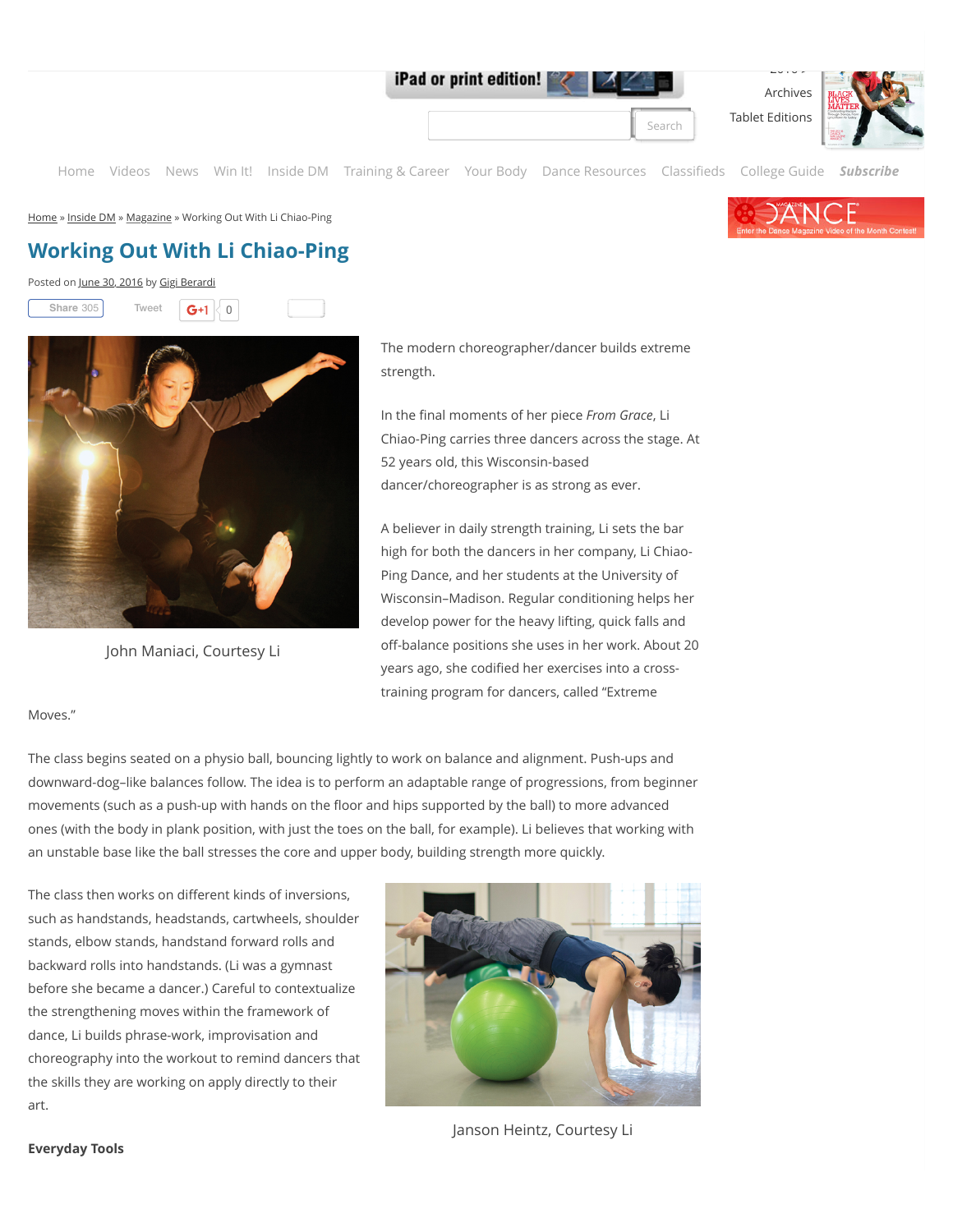Home » Inside DM » Magazine » Working Out With Li Chiao-Ping

# Working Out With Li Chiao-Ping

Posted on June 30, 2016 by Gigi Berardi

John Maniaci, Courtesy Li

The modern choreographer/dancer builds extreme strength.

In the final moments of her piece *From Grace*, Li Chiao-Ping carries three dancers across the stage. At 52 years old, this Wisconsin-based dancer/choreographer is as strong as ever.

A believer in daily strength training, Li sets the bar high for both the dancers in her company, Li Chiao-Ping Dance, and her students at the University of Wisconsin–Madison. Regular conditioning helps her develop power for the heavy lifting, quick falls and off-balance positions she uses in her work. About 20 years ago, she codified her exercises into a cross-training program for dancers, called "Extreme Moves."

The class begins seated on a physio ball, bouncing lightly to work on balance and alignment. Push-ups and downward-dog–like balances follow. The idea is to perform an adaptable range of progressions, from beginner movements (such as a push-up with hands on the floor and hips supported by the ball) to more advanced ones (with the body in plank position, with just the toes on the ball, for example). Li believes that working with an unstable base like the ball stresses the core and upper body, building strength more quickly.

The class then works on different kinds of inversions, such as handstands, headstands, cartwheels, shoulder stands, elbow stands, handstand forward rolls and backward rolls into handstands. (Li was a gymnast before she became a dancer.) Careful to contextualize the strengthening moves within the framework of dance, Li builds phrase-work, improvisation and choreography into the workout to remind dancers that the skills they are working on apply directly to their art.

Janson Heintz, Courtesy Li

**Everyday Tools**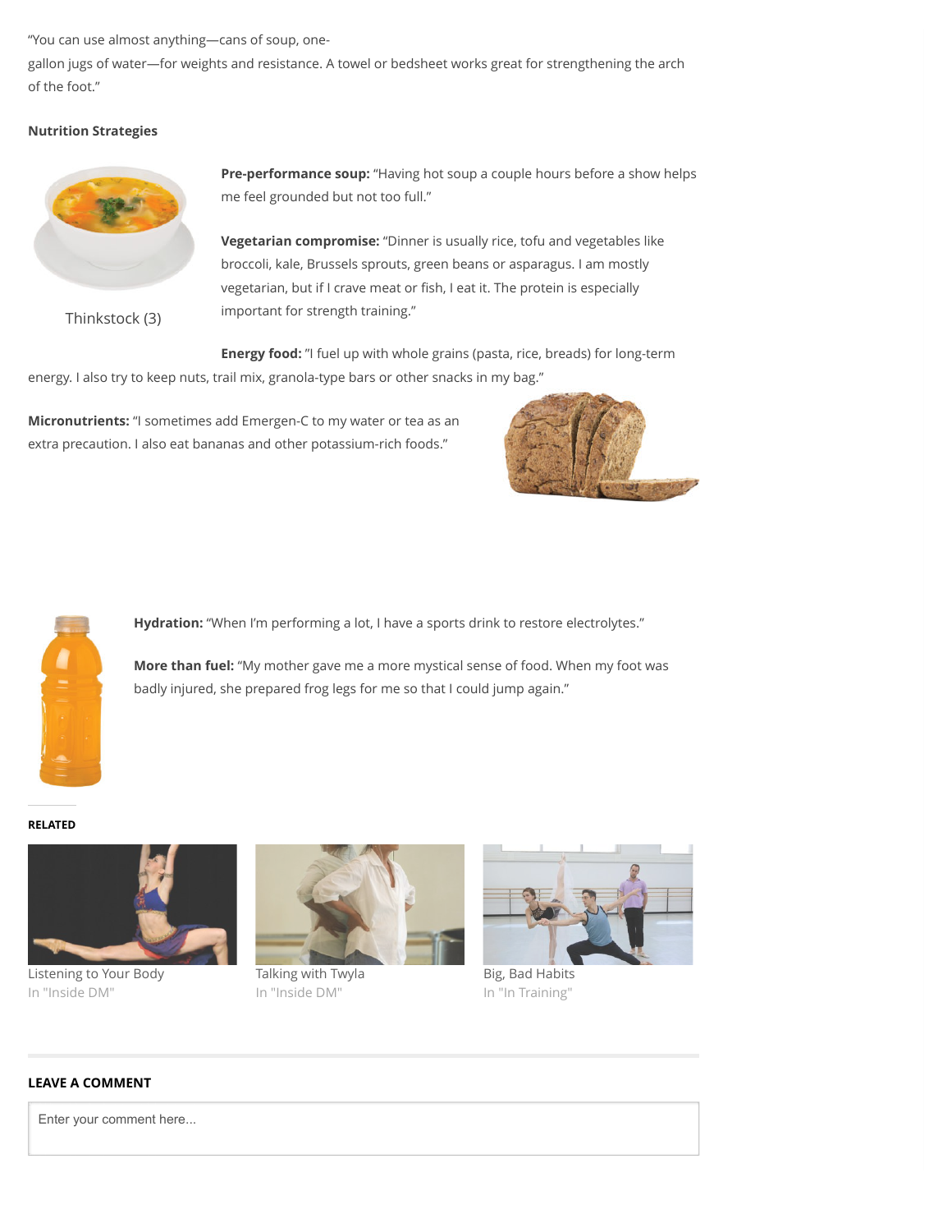"You can use almost anything—cans of soup, one-gallon jugs of water—for weights and resistance. A towel or bedsheet works great for strengthening the arch of the foot."

**Nutrition Strategies**

Thinkstock (3)

**Pre-performance soup:** "Having hot soup a couple hours before a show helps me feel grounded but not too full."

**Vegetarian compromise:** "Dinner is usually rice, tofu and vegetables like broccoli, kale, Brussels sprouts, green beans or asparagus. I am mostly vegetarian, but if I crave meat or fish, I eat it. The protein is especially important for strength training."

**Energy food:** "I fuel up with whole grains (pasta, rice, breads) for long-term energy. I also try to keep nuts, trail mix, granola-type bars or other snacks in my bag."

**Micronutrients:** "I sometimes add Emergen-C to my water or tea as an extra precaution. I also eat bananas and other potassium-rich foods."

**Hydration:** "When I'm performing a lot, I have a sports drink to restore electrolytes."

**More than fuel:** "My mother gave me a more mystical sense of food. When my foot was badly injured, she prepared frog legs for me so that I could jump again."

**RELATED**

Listening to Your Body
In "Inside DM"

Talking with Twyla
In "Inside DM"

Big, Bad Habits
In "In Training"

**LEAVE A COMMENT**

Enter your comment here...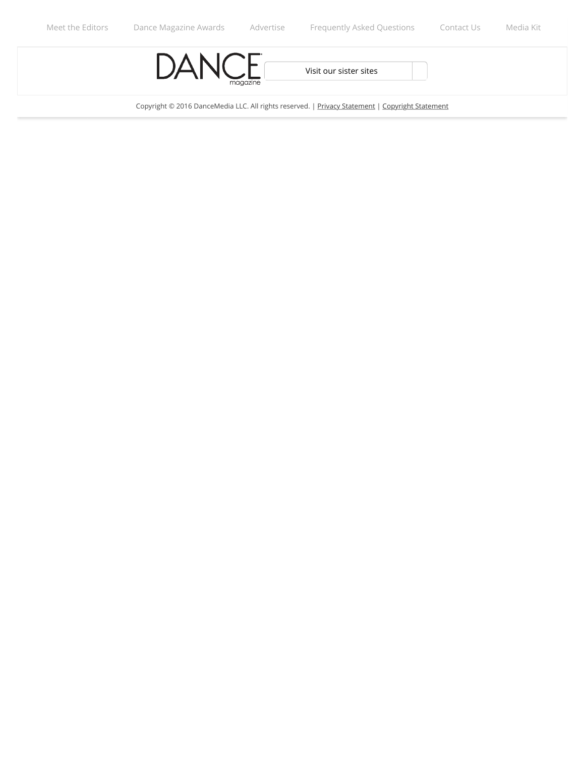Meet the Editors | Dance Magazine Awards | Advertise | Frequently Asked Questions | Contact Us | Media Kit

DANCE magazine

Visit our sister sites

Copyright © 2016 DanceMedia LLC. All rights reserved. | Privacy Statement | Copyright Statement